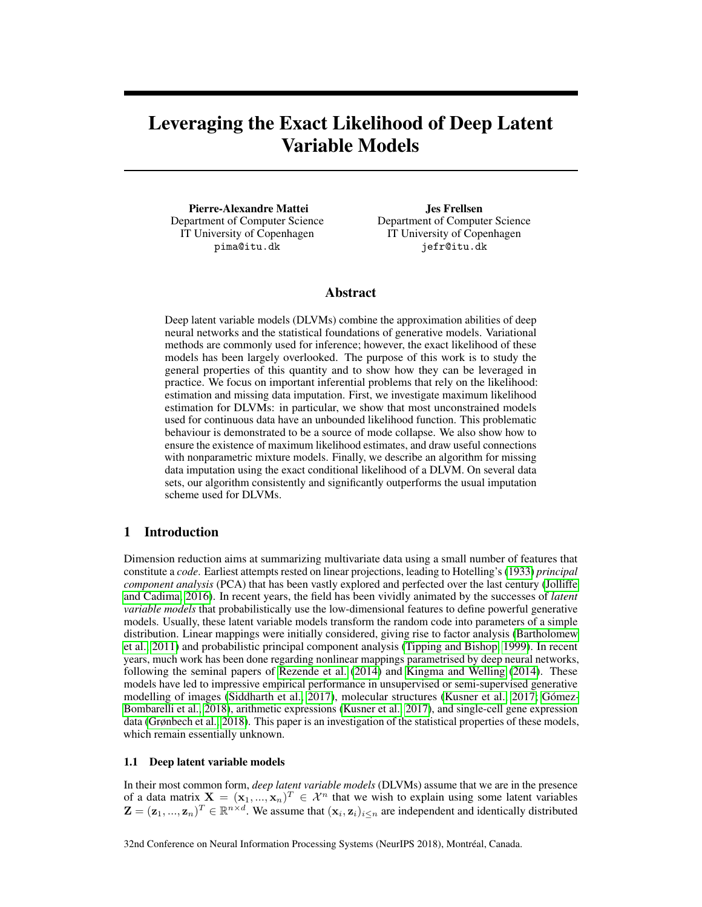# Leveraging the Exact Likelihood of Deep Latent Variable Models

**Pierre-Alexandre Mattei**
Department of Computer Science
IT University of Copenhagen
pima@itu.dk

**Jes Frellsen**
Department of Computer Science
IT University of Copenhagen
jefr@itu.dk

## Abstract

Deep latent variable models (DLVMs) combine the approximation abilities of deep neural networks and the statistical foundations of generative models. Variational methods are commonly used for inference; however, the exact likelihood of these models has been largely overlooked. The purpose of this work is to study the general properties of this quantity and to show how they can be leveraged in practice. We focus on important inferential problems that rely on the likelihood: estimation and missing data imputation. First, we investigate maximum likelihood estimation for DLVMs: in particular, we show that most unconstrained models used for continuous data have an unbounded likelihood function. This problematic behaviour is demonstrated to be a source of mode collapse. We also show how to ensure the existence of maximum likelihood estimates, and draw useful connections with nonparametric mixture models. Finally, we describe an algorithm for missing data imputation using the exact conditional likelihood of a DLVM. On several data sets, our algorithm consistently and significantly outperforms the usual imputation scheme used for DLVMs.

## 1 Introduction

Dimension reduction aims at summarizing multivariate data using a small number of features that constitute a *code*. Earliest attempts rested on linear projections, leading to Hotelling's (1933) *principal component analysis* (PCA) that has been vastly explored and perfected over the last century (Jolliffe and Cadima, 2016). In recent years, the field has been vividly animated by the successes of *latent variable models* that probabilistically use the low-dimensional features to define powerful generative models. Usually, these latent variable models transform the random code into parameters of a simple distribution. Linear mappings were initially considered, giving rise to factor analysis (Bartholomew et al., 2011) and probabilistic principal component analysis (Tipping and Bishop, 1999). In recent years, much work has been done regarding nonlinear mappings parametrised by deep neural networks, following the seminal papers of Rezende et al. (2014) and Kingma and Welling (2014). These models have led to impressive empirical performance in unsupervised or semi-supervised generative modelling of images (Siddharth et al., 2017), molecular structures (Kusner et al., 2017; Gómez-Bombarelli et al., 2018), arithmetic expressions (Kusner et al., 2017), and single-cell gene expression data (Grønbech et al., 2018). This paper is an investigation of the statistical properties of these models, which remain essentially unknown.

### 1.1 Deep latent variable models

In their most common form, *deep latent variable models* (DLVMs) assume that we are in the presence of a data matrix $\mathbf{X} = (\mathbf{x}_1, ..., \mathbf{x}_n)^T \in \mathcal{X}^n$ that we wish to explain using some latent variables $\mathbf{Z} = (\mathbf{z}_1, ..., \mathbf{z}_n)^T \in \mathbb{R}^{n \times d}$. We assume that $(\mathbf{x}_i, \mathbf{z}_i)_{i \leq n}$ are independent and identically distributed

32nd Conference on Neural Information Processing Systems (NeurIPS 2018), Montréal, Canada.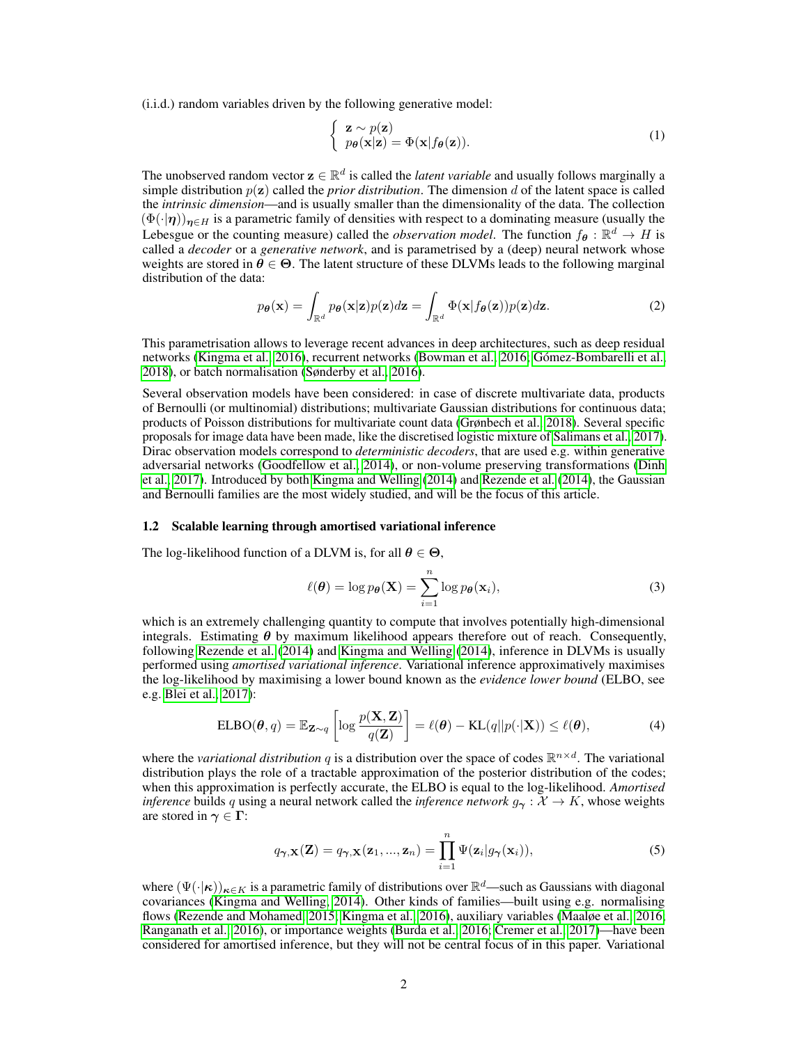(i.i.d.) random variables driven by the following generative model:

$$\begin{cases} \mathbf{z} \sim p(\mathbf{z}) \\ p_{\boldsymbol{\theta}}(\mathbf{x}|\mathbf{z}) = \Phi(\mathbf{x}|f_{\boldsymbol{\theta}}(\mathbf{z})). \end{cases} \tag{1}$$

The unobserved random vector $\mathbf{z} \in \mathbb{R}^d$ is called the *latent variable* and usually follows marginally a simple distribution $p(\mathbf{z})$ called the *prior distribution*. The dimension $d$ of the latent space is called the *intrinsic dimension*—and is usually smaller than the dimensionality of the data. The collection $(\Phi(\cdot|\boldsymbol{\eta}))_{\boldsymbol{\eta} \in H}$ is a parametric family of densities with respect to a dominating measure (usually the Lebesgue or the counting measure) called the *observation model*. The function $f_{\boldsymbol{\theta}} : \mathbb{R}^d \to H$ is called a *decoder* or a *generative network*, and is parametrised by a (deep) neural network whose weights are stored in $\boldsymbol{\theta} \in \boldsymbol{\Theta}$. The latent structure of these DLVMs leads to the following marginal distribution of the data:

$$p_{\boldsymbol{\theta}}(\mathbf{x}) = \int_{\mathbb{R}^d} p_{\boldsymbol{\theta}}(\mathbf{x}|\mathbf{z}) p(\mathbf{z}) d\mathbf{z} = \int_{\mathbb{R}^d} \Phi(\mathbf{x}|f_{\boldsymbol{\theta}}(\mathbf{z})) p(\mathbf{z}) d\mathbf{z}. \tag{2}$$

This parametrisation allows to leverage recent advances in deep architectures, such as deep residual networks (Kingma et al., 2016), recurrent networks (Bowman et al., 2016; Gómez-Bombarelli et al., 2018), or batch normalisation (Sønderby et al., 2016).

Several observation models have been considered: in case of discrete multivariate data, products of Bernoulli (or multinomial) distributions; multivariate Gaussian distributions for continuous data; products of Poisson distributions for multivariate count data (Grønbech et al., 2018). Several specific proposals for image data have been made, like the discretised logistic mixture of Salimans et al., 2017). Dirac observation models correspond to *deterministic decoders*, that are used e.g. within generative adversarial networks (Goodfellow et al., 2014), or non-volume preserving transformations (Dinh et al., 2017). Introduced by both Kingma and Welling (2014) and Rezende et al. (2014), the Gaussian and Bernoulli families are the most widely studied, and will be the focus of this article.

### 1.2 Scalable learning through amortised variational inference

The log-likelihood function of a DLVM is, for all $\boldsymbol{\theta} \in \boldsymbol{\Theta}$,

$$\ell(\boldsymbol{\theta}) = \log p_{\boldsymbol{\theta}}(\mathbf{X}) = \sum_{i=1}^{n} \log p_{\boldsymbol{\theta}}(\mathbf{x}_i), \tag{3}$$

which is an extremely challenging quantity to compute that involves potentially high-dimensional integrals. Estimating $\boldsymbol{\theta}$ by maximum likelihood appears therefore out of reach. Consequently, following Rezende et al. (2014) and Kingma and Welling (2014), inference in DLVMs is usually performed using *amortised variational inference*. Variational inference approximatively maximises the log-likelihood by maximising a lower bound known as the *evidence lower bound* (ELBO, see e.g. Blei et al., 2017):

$$\text{ELBO}(\boldsymbol{\theta}, q) = \mathbb{E}_{\mathbf{Z} \sim q}\left[\log \frac{p(\mathbf{X}, \mathbf{Z})}{q(\mathbf{Z})}\right] = \ell(\boldsymbol{\theta}) - \text{KL}(q||p(\cdot|\mathbf{X})) \leq \ell(\boldsymbol{\theta}), \tag{4}$$

where the *variational distribution* $q$ is a distribution over the space of codes $\mathbb{R}^{n \times d}$. The variational distribution plays the role of a tractable approximation of the posterior distribution of the codes; when this approximation is perfectly accurate, the ELBO is equal to the log-likelihood. *Amortised inference* builds $q$ using a neural network called the *inference network* $g_{\boldsymbol{\gamma}} : \mathcal{X} \to K$, whose weights are stored in $\boldsymbol{\gamma} \in \boldsymbol{\Gamma}$:

$$q_{\boldsymbol{\gamma},\mathbf{X}}(\mathbf{Z}) = q_{\boldsymbol{\gamma},\mathbf{X}}(\mathbf{z}_1, ..., \mathbf{z}_n) = \prod_{i=1}^{n} \Psi(\mathbf{z}_i | g_{\boldsymbol{\gamma}}(\mathbf{x}_i)), \tag{5}$$

where $(\Psi(\cdot|\boldsymbol{\kappa}))_{\boldsymbol{\kappa} \in K}$ is a parametric family of distributions over $\mathbb{R}^d$—such as Gaussians with diagonal covariances (Kingma and Welling, 2014). Other kinds of families—built using e.g. normalising flows (Rezende and Mohamed, 2015; Kingma et al., 2016), auxiliary variables (Maaløe et al., 2016; Ranganath et al., 2016), or importance weights (Burda et al., 2016; Cremer et al., 2017)—have been considered for amortised inference, but they will not be central focus of in this paper. Variational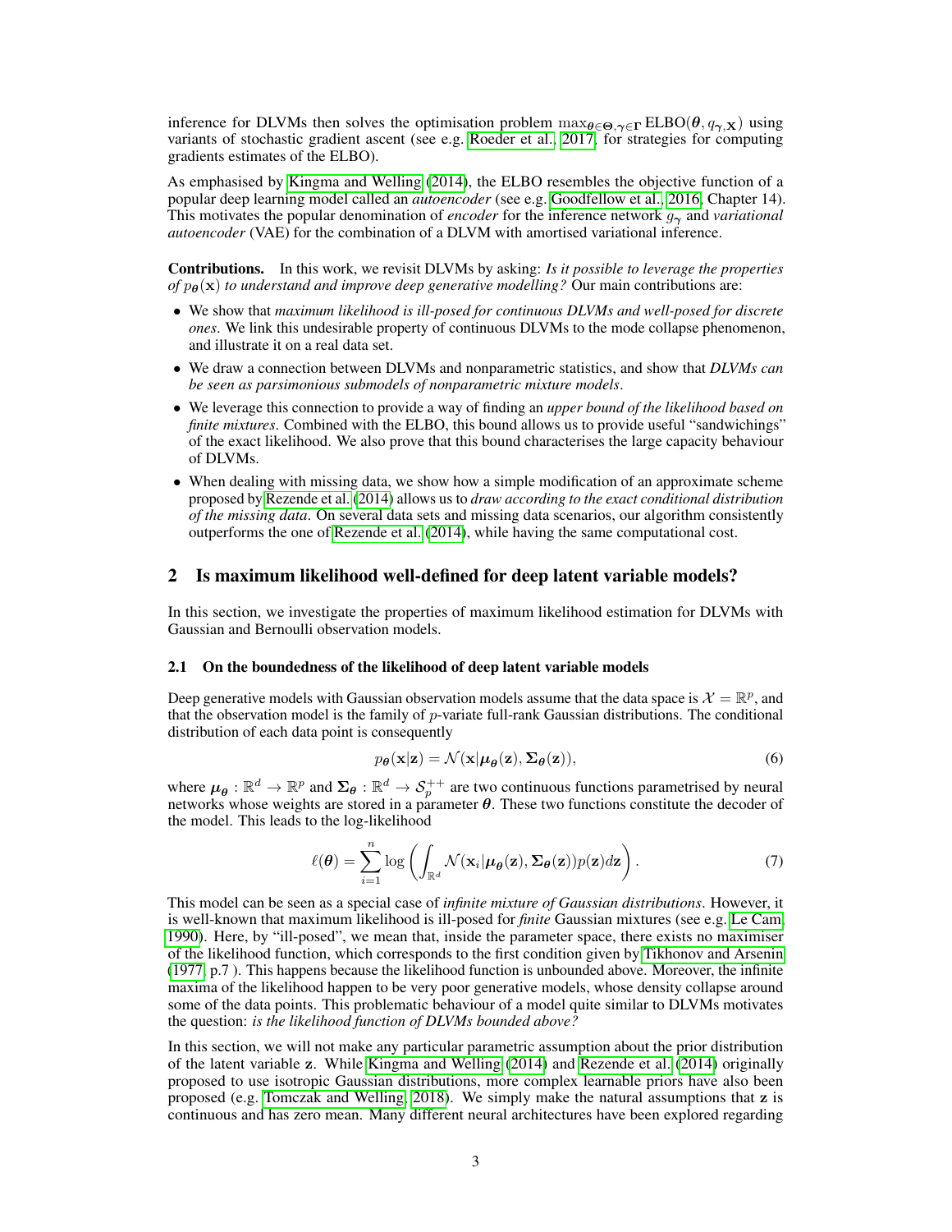inference for DLVMs then solves the optimisation problem $\max_{\boldsymbol{\theta}\in\boldsymbol{\Theta},\gamma\in\boldsymbol{\Gamma}} \text{ELBO}(\boldsymbol{\theta}, q_{\boldsymbol{\gamma},\mathbf{x}})$ using variants of stochastic gradient ascent (see e.g. Roeder et al., 2017, for strategies for computing gradients estimates of the ELBO).

As emphasised by Kingma and Welling (2014), the ELBO resembles the objective function of a popular deep learning model called an *autoencoder* (see e.g. Goodfellow et al., 2016, Chapter 14). This motivates the popular denomination of *encoder* for the inference network $g_{\boldsymbol{\gamma}}$ and *variational autoencoder* (VAE) for the combination of a DLVM with amortised variational inference.

**Contributions.** In this work, we revisit DLVMs by asking: *Is it possible to leverage the properties of $p_{\boldsymbol{\theta}}(\mathbf{x})$ to understand and improve deep generative modelling?* Our main contributions are:

- We show that *maximum likelihood is ill-posed for continuous DLVMs and well-posed for discrete ones*. We link this undesirable property of continuous DLVMs to the mode collapse phenomenon, and illustrate it on a real data set.
- We draw a connection between DLVMs and nonparametric statistics, and show that *DLVMs can be seen as parsimonious submodels of nonparametric mixture models*.
- We leverage this connection to provide a way of finding an *upper bound of the likelihood based on finite mixtures*. Combined with the ELBO, this bound allows us to provide useful "sandwichings" of the exact likelihood. We also prove that this bound characterises the large capacity behaviour of DLVMs.
- When dealing with missing data, we show how a simple modification of an approximate scheme proposed by Rezende et al. (2014) allows us to *draw according to the exact conditional distribution of the missing data*. On several data sets and missing data scenarios, our algorithm consistently outperforms the one of Rezende et al. (2014), while having the same computational cost.

## 2 Is maximum likelihood well-defined for deep latent variable models?

In this section, we investigate the properties of maximum likelihood estimation for DLVMs with Gaussian and Bernoulli observation models.

### 2.1 On the boundedness of the likelihood of deep latent variable models

Deep generative models with Gaussian observation models assume that the data space is $\mathcal{X} = \mathbb{R}^p$, and that the observation model is the family of $p$-variate full-rank Gaussian distributions. The conditional distribution of each data point is consequently

$$p_{\boldsymbol{\theta}}(\mathbf{x}|\mathbf{z}) = \mathcal{N}(\mathbf{x}|\boldsymbol{\mu}_{\boldsymbol{\theta}}(\mathbf{z}), \boldsymbol{\Sigma}_{\boldsymbol{\theta}}(\mathbf{z})), \tag{6}$$

where $\boldsymbol{\mu}_{\boldsymbol{\theta}} : \mathbb{R}^d \to \mathbb{R}^p$ and $\boldsymbol{\Sigma}_{\boldsymbol{\theta}} : \mathbb{R}^d \to \mathcal{S}_p^{++}$ are two continuous functions parametrised by neural networks whose weights are stored in a parameter $\boldsymbol{\theta}$. These two functions constitute the decoder of the model. This leads to the log-likelihood

$$\ell(\boldsymbol{\theta}) = \sum_{i=1}^{n} \log \left( \int_{\mathbb{R}^d} \mathcal{N}(\mathbf{x}_i|\boldsymbol{\mu}_{\boldsymbol{\theta}}(\mathbf{z}), \boldsymbol{\Sigma}_{\boldsymbol{\theta}}(\mathbf{z}))p(\mathbf{z})d\mathbf{z} \right). \tag{7}$$

This model can be seen as a special case of *infinite mixture of Gaussian distributions*. However, it is well-known that maximum likelihood is ill-posed for *finite* Gaussian mixtures (see e.g. Le Cam, 1990). Here, by "ill-posed", we mean that, inside the parameter space, there exists no maximiser of the likelihood function, which corresponds to the first condition given by Tikhonov and Arsenin (1977, p.7 ). This happens because the likelihood function is unbounded above. Moreover, the infinite maxima of the likelihood happen to be very poor generative models, whose density collapse around some of the data points. This problematic behaviour of a model quite similar to DLVMs motivates the question: *is the likelihood function of DLVMs bounded above?*

In this section, we will not make any particular parametric assumption about the prior distribution of the latent variable $\mathbf{z}$. While Kingma and Welling (2014) and Rezende et al. (2014) originally proposed to use isotropic Gaussian distributions, more complex learnable priors have also been proposed (e.g. Tomczak and Welling, 2018). We simply make the natural assumptions that $\mathbf{z}$ is continuous and has zero mean. Many different neural architectures have been explored regarding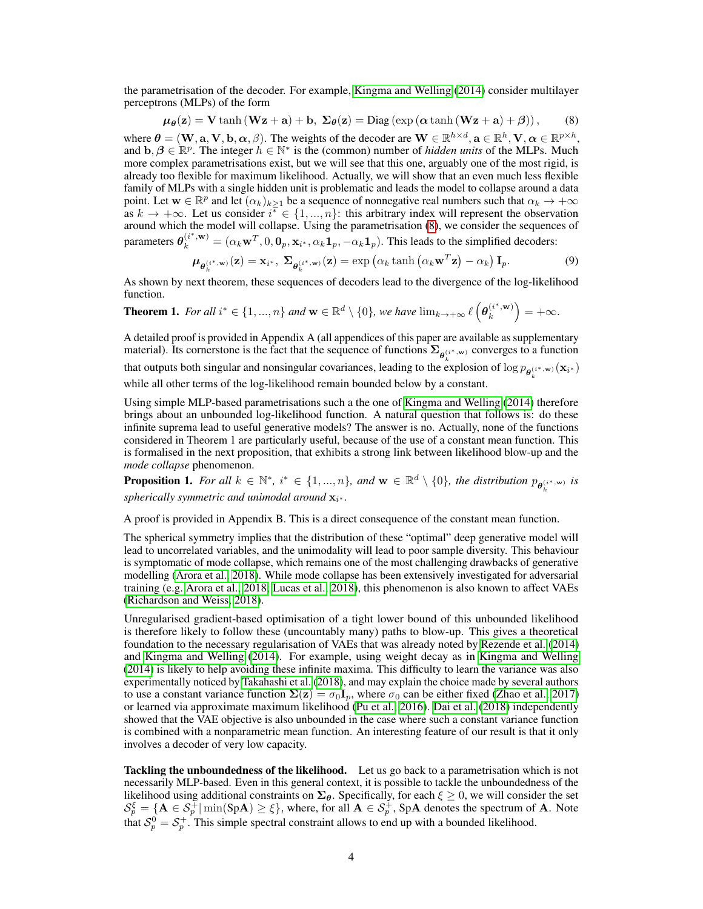the parametrisation of the decoder. For example, Kingma and Welling (2014) consider multilayer perceptrons (MLPs) of the form

$$\boldsymbol{\mu}_{\boldsymbol{\theta}}(\mathbf{z}) = \mathbf{V} \tanh\left(\mathbf{W}\mathbf{z} + \mathbf{a}\right) + \mathbf{b}, \; \boldsymbol{\Sigma}_{\boldsymbol{\theta}}(\mathbf{z}) = \mathrm{Diag}\left(\exp\left(\boldsymbol{\alpha} \tanh\left(\mathbf{W}\mathbf{z} + \mathbf{a}\right) + \boldsymbol{\beta}\right)\right), \tag{8}$$

where $\boldsymbol{\theta} = (\mathbf{W}, \mathbf{a}, \mathbf{V}, \mathbf{b}, \boldsymbol{\alpha}, \beta)$. The weights of the decoder are $\mathbf{W} \in \mathbb{R}^{h \times d}, \mathbf{a} \in \mathbb{R}^h, \mathbf{V}, \boldsymbol{\alpha} \in \mathbb{R}^{p \times h}$, and $\mathbf{b}, \boldsymbol{\beta} \in \mathbb{R}^p$. The integer $h \in \mathbb{N}^*$ is the (common) number of *hidden units* of the MLPs. Much more complex parametrisations exist, but we will see that this one, arguably one of the most rigid, is already too flexible for maximum likelihood. Actually, we will show that an even much less flexible family of MLPs with a single hidden unit is problematic and leads the model to collapse around a data point. Let $\mathbf{w} \in \mathbb{R}^p$ and let $(\alpha_k)_{k \geq 1}$ be a sequence of nonnegative real numbers such that $\alpha_k \to +\infty$ as $k \to +\infty$. Let us consider $i^* \in \{1, ..., n\}$: this arbitrary index will represent the observation around which the model will collapse. Using the parametrisation (8), we consider the sequences of parameters $\boldsymbol{\theta}_k^{(i^*, \mathbf{w})} = (\alpha_k \mathbf{w}^T, 0, \mathbf{0}_p, \mathbf{x}_{i^*}, \alpha_k \mathbf{1}_p, -\alpha_k \mathbf{1}_p)$. This leads to the simplified decoders:

$$\boldsymbol{\mu}_{\boldsymbol{\theta}_k^{(i^*, \mathbf{w})}}(\mathbf{z}) = \mathbf{x}_{i^*}, \; \boldsymbol{\Sigma}_{\boldsymbol{\theta}_k^{(i^*, \mathbf{w})}}(\mathbf{z}) = \exp\left(\alpha_k \tanh\left(\alpha_k \mathbf{w}^T \mathbf{z}\right) - \alpha_k\right) \mathbf{I}_p. \tag{9}$$

As shown by next theorem, these sequences of decoders lead to the divergence of the log-likelihood function.

**Theorem 1.** *For all $i^* \in \{1, ..., n\}$ and $\mathbf{w} \in \mathbb{R}^d \setminus \{0\}$, we have $\lim_{k \to +\infty} \ell\left(\boldsymbol{\theta}_k^{(i^*, \mathbf{w})}\right) = +\infty$.*

A detailed proof is provided in Appendix A (all appendices of this paper are available as supplementary material). Its cornerstone is the fact that the sequence of functions $\boldsymbol{\Sigma}_{\boldsymbol{\theta}_k^{(i^*, \mathbf{w})}}$ converges to a function that outputs both singular and nonsingular covariances, leading to the explosion of $\log p_{\boldsymbol{\theta}_k^{(i^*, \mathbf{w})}}(\mathbf{x}_{i^*})$ while all other terms of the log-likelihood remain bounded below by a constant.

Using simple MLP-based parametrisations such a the one of Kingma and Welling (2014) therefore brings about an unbounded log-likelihood function. A natural question that follows is: do these infinite suprema lead to useful generative models? The answer is no. Actually, none of the functions considered in Theorem 1 are particularly useful, because of the use of a constant mean function. This is formalised in the next proposition, that exhibits a strong link between likelihood blow-up and the *mode collapse* phenomenon.

**Proposition 1.** *For all $k \in \mathbb{N}^*$, $i^* \in \{1, ..., n\}$, and $\mathbf{w} \in \mathbb{R}^d \setminus \{0\}$, the distribution $p_{\boldsymbol{\theta}_k^{(i^*, \mathbf{w})}}$ is spherically symmetric and unimodal around $\mathbf{x}_{i^*}$.*

A proof is provided in Appendix B. This is a direct consequence of the constant mean function.

The spherical symmetry implies that the distribution of these "optimal" deep generative model will lead to uncorrelated variables, and the unimodality will lead to poor sample diversity. This behaviour is symptomatic of mode collapse, which remains one of the most challenging drawbacks of generative modelling (Arora et al., 2018). While mode collapse has been extensively investigated for adversarial training (e.g. Arora et al., 2018; Lucas et al., 2018), this phenomenon is also known to affect VAEs (Richardson and Weiss, 2018).

Unregularised gradient-based optimisation of a tight lower bound of this unbounded likelihood is therefore likely to follow these (uncountably many) paths to blow-up. This gives a theoretical foundation to the necessary regularisation of VAEs that was already noted by Rezende et al. (2014) and Kingma and Welling (2014). For example, using weight decay as in Kingma and Welling (2014) is likely to help avoiding these infinite maxima. This difficulty to learn the variance was also experimentally noticed by Takahashi et al. (2018), and may explain the choice made by several authors to use a constant variance function $\boldsymbol{\Sigma}(\mathbf{z}) = \sigma_0 \mathbf{I}_p$, where $\sigma_0$ can be either fixed (Zhao et al., 2017) or learned via approximate maximum likelihood (Pu et al., 2016). Dai et al. (2018) independently showed that the VAE objective is also unbounded in the case where such a constant variance function is combined with a nonparametric mean function. An interesting feature of our result is that it only involves a decoder of very low capacity.

**Tackling the unboundedness of the likelihood.** Let us go back to a parametrisation which is not necessarily MLP-based. Even in this general context, it is possible to tackle the unboundedness of the likelihood using additional constraints on $\boldsymbol{\Sigma}_{\boldsymbol{\theta}}$. Specifically, for each $\xi \geq 0$, we will consider the set $\mathcal{S}_p^\xi = \{\mathbf{A} \in \mathcal{S}_p^+ | \min(\mathrm{Sp}\mathbf{A}) \geq \xi\}$, where, for all $\mathbf{A} \in \mathcal{S}_p^+$, $\mathrm{Sp}\mathbf{A}$ denotes the spectrum of $\mathbf{A}$. Note that $\mathcal{S}_p^0 = \mathcal{S}_p^+$. This simple spectral constraint allows to end up with a bounded likelihood.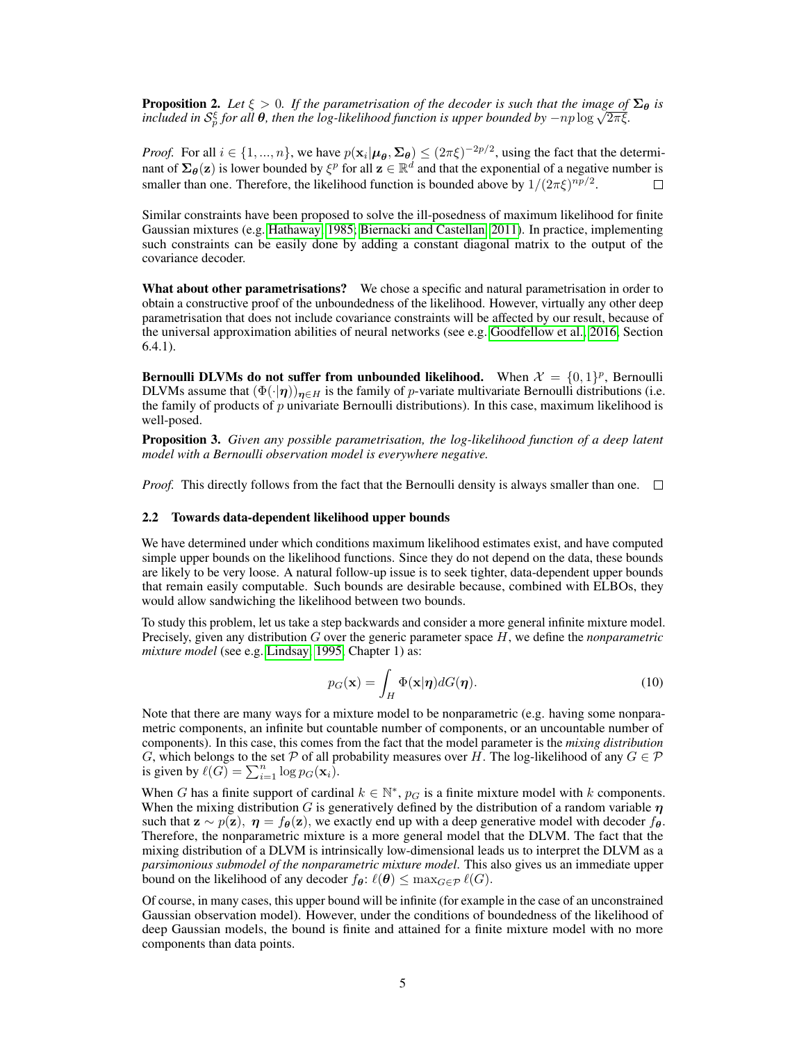**Proposition 2.** *Let $\xi > 0$. If the parametrisation of the decoder is such that the image of $\boldsymbol{\Sigma}_{\boldsymbol{\theta}}$ is included in $\mathcal{S}_p^{\xi}$ for all $\boldsymbol{\theta}$, then the log-likelihood function is upper bounded by $-np \log \sqrt{2\pi\xi}$.*

*Proof.* For all $i \in \{1, ..., n\}$, we have $p(\mathbf{x}_i | \boldsymbol{\mu}_{\boldsymbol{\theta}}, \boldsymbol{\Sigma}_{\boldsymbol{\theta}}) \leq (2\pi\xi)^{-2p/2}$, using the fact that the determinant of $\boldsymbol{\Sigma}_{\boldsymbol{\theta}}(\mathbf{z})$ is lower bounded by $\xi^p$ for all $\mathbf{z} \in \mathbb{R}^d$ and that the exponential of a negative number is smaller than one. Therefore, the likelihood function is bounded above by $1/(2\pi\xi)^{np/2}$. □

Similar constraints have been proposed to solve the ill-posedness of maximum likelihood for finite Gaussian mixtures (e.g. Hathaway, 1985; Biernacki and Castellan, 2011). In practice, implementing such constraints can be easily done by adding a constant diagonal matrix to the output of the covariance decoder.

**What about other parametrisations?** We chose a specific and natural parametrisation in order to obtain a constructive proof of the unboundedness of the likelihood. However, virtually any other deep parametrisation that does not include covariance constraints will be affected by our result, because of the universal approximation abilities of neural networks (see e.g. Goodfellow et al., 2016, Section 6.4.1).

**Bernoulli DLVMs do not suffer from unbounded likelihood.** When $\mathcal{X} = \{0, 1\}^p$, Bernoulli DLVMs assume that $(\Phi(\cdot|\boldsymbol{\eta}))_{\boldsymbol{\eta} \in H}$ is the family of $p$-variate multivariate Bernoulli distributions (i.e. the family of products of $p$ univariate Bernoulli distributions). In this case, maximum likelihood is well-posed.

**Proposition 3.** *Given any possible parametrisation, the log-likelihood function of a deep latent model with a Bernoulli observation model is everywhere negative.*

*Proof.* This directly follows from the fact that the Bernoulli density is always smaller than one. □

### 2.2 Towards data-dependent likelihood upper bounds

We have determined under which conditions maximum likelihood estimates exist, and have computed simple upper bounds on the likelihood functions. Since they do not depend on the data, these bounds are likely to be very loose. A natural follow-up issue is to seek tighter, data-dependent upper bounds that remain easily computable. Such bounds are desirable because, combined with ELBOs, they would allow sandwiching the likelihood between two bounds.

To study this problem, let us take a step backwards and consider a more general infinite mixture model. Precisely, given any distribution $G$ over the generic parameter space $H$, we define the *nonparametric mixture model* (see e.g. Lindsay, 1995, Chapter 1) as:

$$p_G(\mathbf{x}) = \int_H \Phi(\mathbf{x}|\boldsymbol{\eta}) dG(\boldsymbol{\eta}). \tag{10}$$

Note that there are many ways for a mixture model to be nonparametric (e.g. having some nonparametric components, an infinite but countable number of components, or an uncountable number of components). In this case, this comes from the fact that the model parameter is the *mixing distribution* $G$, which belongs to the set $\mathcal{P}$ of all probability measures over $H$. The log-likelihood of any $G \in \mathcal{P}$ is given by $\ell(G) = \sum_{i=1}^n \log p_G(\mathbf{x}_i)$.

When $G$ has a finite support of cardinal $k \in \mathbb{N}^*$, $p_G$ is a finite mixture model with $k$ components. When the mixing distribution $G$ is generatively defined by the distribution of a random variable $\boldsymbol{\eta}$ such that $\mathbf{z} \sim p(\mathbf{z}),\ \boldsymbol{\eta} = f_{\boldsymbol{\theta}}(\mathbf{z})$, we exactly end up with a deep generative model with decoder $f_{\boldsymbol{\theta}}$. Therefore, the nonparametric mixture is a more general model that the DLVM. The fact that the mixing distribution of a DLVM is intrinsically low-dimensional leads us to interpret the DLVM as a *parsimonious submodel of the nonparametric mixture model*. This also gives us an immediate upper bound on the likelihood of any decoder $f_{\boldsymbol{\theta}}$: $\ell(\boldsymbol{\theta}) \leq \max_{G \in \mathcal{P}} \ell(G)$.

Of course, in many cases, this upper bound will be infinite (for example in the case of an unconstrained Gaussian observation model). However, under the conditions of boundedness of the likelihood of deep Gaussian models, the bound is finite and attained for a finite mixture model with no more components than data points.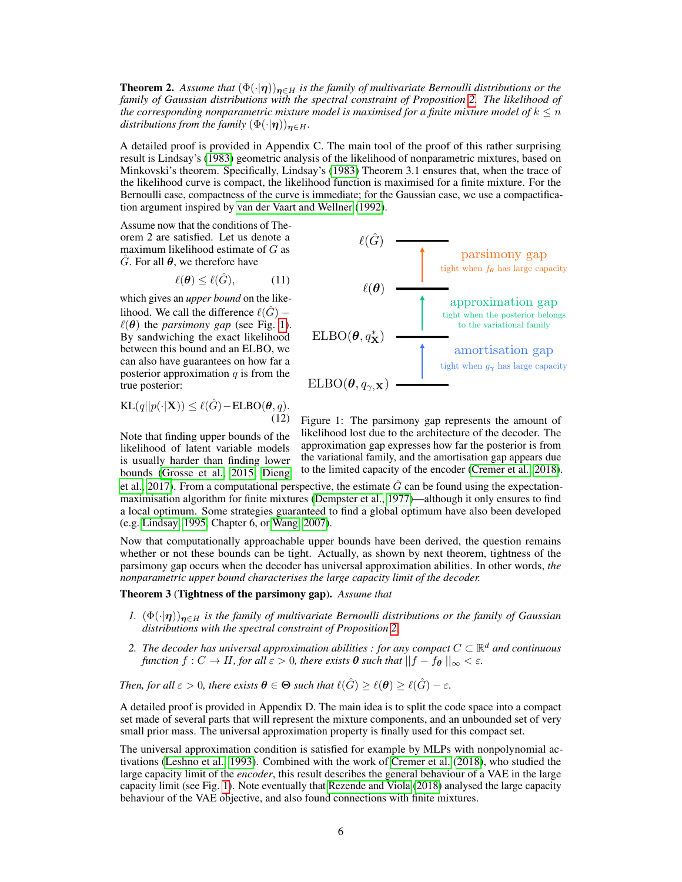**Theorem 2.** *Assume that $(\Phi(\cdot|\boldsymbol{\eta}))_{\boldsymbol{\eta}\in H}$ is the family of multivariate Bernoulli distributions or the family of Gaussian distributions with the spectral constraint of Proposition 2. The likelihood of the corresponding nonparametric mixture model is maximised for a finite mixture model of $k \leq n$ distributions from the family $(\Phi(\cdot|\boldsymbol{\eta}))_{\boldsymbol{\eta}\in H}$.*

A detailed proof is provided in Appendix C. The main tool of the proof of this rather surprising result is Lindsay's (1983) geometric analysis of the likelihood of nonparametric mixtures, based on Minkovski's theorem. Specifically, Lindsay's (1983) Theorem 3.1 ensures that, when the trace of the likelihood curve is compact, the likelihood function is maximised for a finite mixture. For the Bernoulli case, compactness of the curve is immediate; for the Gaussian case, we use a compactification argument inspired by van der Vaart and Wellner (1992).

Assume now that the conditions of Theorem 2 are satisfied. Let us denote a maximum likelihood estimate of $G$ as $\hat{G}$. For all $\boldsymbol{\theta}$, we therefore have

$$\ell(\boldsymbol{\theta}) \leq \ell(\hat{G}), \tag{11}$$

which gives an *upper bound* on the likelihood. We call the difference $\ell(\hat{G}) - \ell(\boldsymbol{\theta})$ the *parsimony gap* (see Fig. 1). By sandwiching the exact likelihood between this bound and an ELBO, we can also have guarantees on how far a posterior approximation $q$ is from the true posterior:

$$\mathrm{KL}(q||p(\cdot|\mathbf{X})) \leq \ell(\hat{G}) - \mathrm{ELBO}(\boldsymbol{\theta}, q). \tag{12}$$

Note that finding upper bounds of the likelihood of latent variable models is usually harder than finding lower bounds (Grosse et al., 2015; Dieng et al., 2017). From a computational perspective, the estimate $\hat{G}$ can be found using the expectation-maximisation algorithm for finite mixtures (Dempster et al., 1977)—although it only ensures to find a local optimum. Some strategies guaranteed to find a global optimum have also been developed (e.g. Lindsay, 1995, Chapter 6, or Wang, 2007).

| | | |
|---|---|---|
| $\ell(\hat{G})$ | | |
| | ↑ | parsimony gap — tight when $f_{\boldsymbol{\theta}}$ has large capacity |
| $\ell(\boldsymbol{\theta})$ | | |
| | ↑ | approximation gap — tight when the posterior belongs to the variational family |
| $\mathrm{ELBO}(\boldsymbol{\theta}, q^*_{\mathbf{X}})$ | | |
| | ↑ | amortisation gap — tight when $g_\gamma$ has large capacity |
| $\mathrm{ELBO}(\boldsymbol{\theta}, q_{\gamma,\mathbf{X}})$ | | |

Figure 1: The parsimony gap represents the amount of likelihood lost due to the architecture of the decoder. The approximation gap expresses how far the posterior is from the variational family, and the amortisation gap appears due to the limited capacity of the encoder (Cremer et al., 2018).

Now that computationally approachable upper bounds have been derived, the question remains whether or not these bounds can be tight. Actually, as shown by next theorem, tightness of the parsimony gap occurs when the decoder has universal approximation abilities. In other words, *the nonparametric upper bound characterises the large capacity limit of the decoder.*

**Theorem 3** (**Tightness of the parsimony gap**)**.** *Assume that*

1. *$(\Phi(\cdot|\boldsymbol{\eta}))_{\boldsymbol{\eta}\in H}$ is the family of multivariate Bernoulli distributions or the family of Gaussian distributions with the spectral constraint of Proposition 2.*
2. *The decoder has universal approximation abilities : for any compact $C \subset \mathbb{R}^d$ and continuous function $f : C \to H$, for all $\varepsilon > 0$, there exists $\boldsymbol{\theta}$ such that $||f - f_{\boldsymbol{\theta}}||_\infty < \varepsilon$.*

*Then, for all $\varepsilon > 0$, there exists $\boldsymbol{\theta} \in \boldsymbol{\Theta}$ such that $\ell(\hat{G}) \geq \ell(\boldsymbol{\theta}) \geq \ell(\hat{G}) - \varepsilon$.*

A detailed proof is provided in Appendix D. The main idea is to split the code space into a compact set made of several parts that will represent the mixture components, and an unbounded set of very small prior mass. The universal approximation property is finally used for this compact set.

The universal approximation condition is satisfied for example by MLPs with nonpolynomial activations (Leshno et al., 1993). Combined with the work of Cremer et al. (2018), who studied the large capacity limit of the *encoder*, this result describes the general behaviour of a VAE in the large capacity limit (see Fig. 1). Note eventually that Rezende and Viola (2018) analysed the large capacity behaviour of the VAE objective, and also found connections with finite mixtures.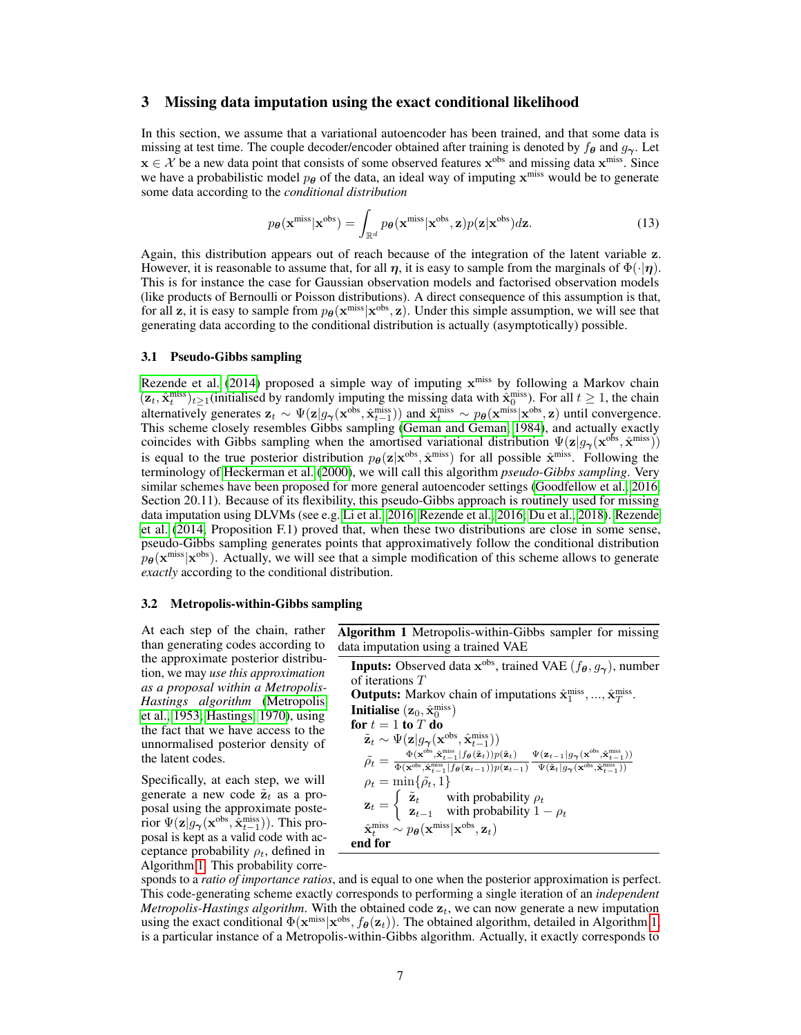## 3 Missing data imputation using the exact conditional likelihood

In this section, we assume that a variational autoencoder has been trained, and that some data is missing at test time. The couple decoder/encoder obtained after training is denoted by $f_{\boldsymbol{\theta}}$ and $g_{\boldsymbol{\gamma}}$. Let $\mathbf{x} \in \mathcal{X}$ be a new data point that consists of some observed features $\mathbf{x}^{\text{obs}}$ and missing data $\mathbf{x}^{\text{miss}}$. Since we have a probabilistic model $p_{\boldsymbol{\theta}}$ of the data, an ideal way of imputing $\mathbf{x}^{\text{miss}}$ would be to generate some data according to the *conditional distribution*

$$p_{\boldsymbol{\theta}}(\mathbf{x}^{\text{miss}}|\mathbf{x}^{\text{obs}}) = \int_{\mathbb{R}^d} p_{\boldsymbol{\theta}}(\mathbf{x}^{\text{miss}}|\mathbf{x}^{\text{obs}}, \mathbf{z}) p(\mathbf{z}|\mathbf{x}^{\text{obs}}) d\mathbf{z}. \tag{13}$$

Again, this distribution appears out of reach because of the integration of the latent variable $\mathbf{z}$. However, it is reasonable to assume that, for all $\boldsymbol{\eta}$, it is easy to sample from the marginals of $\Phi(\cdot|\boldsymbol{\eta})$. This is for instance the case for Gaussian observation models and factorised observation models (like products of Bernoulli or Poisson distributions). A direct consequence of this assumption is that, for all $\mathbf{z}$, it is easy to sample from $p_{\boldsymbol{\theta}}(\mathbf{x}^{\text{miss}}|\mathbf{x}^{\text{obs}}, \mathbf{z})$. Under this simple assumption, we will see that generating data according to the conditional distribution is actually (asymptotically) possible.

### 3.1 Pseudo-Gibbs sampling

Rezende et al. (2014) proposed a simple way of imputing $\mathbf{x}^{\text{miss}}$ by following a Markov chain $(\mathbf{z}_t, \hat{\mathbf{x}}_t^{\text{miss}})_{t\geq 1}$(initialised by randomly imputing the missing data with $\hat{\mathbf{x}}_0^{\text{miss}}$). For all $t \geq 1$, the chain alternatively generates $\mathbf{z}_t \sim \Psi(\mathbf{z}|g_{\boldsymbol{\gamma}}(\mathbf{x}^{\text{obs}}, \hat{\mathbf{x}}_{t-1}^{\text{miss}}))$ and $\hat{\mathbf{x}}_t^{\text{miss}} \sim p_{\boldsymbol{\theta}}(\mathbf{x}^{\text{miss}}|\mathbf{x}^{\text{obs}}, \mathbf{z})$ until convergence. This scheme closely resembles Gibbs sampling (Geman and Geman, 1984), and actually exactly coincides with Gibbs sampling when the amortised variational distribution $\Psi(\mathbf{z}|g_{\boldsymbol{\gamma}}(\mathbf{x}^{\text{obs}}, \hat{\mathbf{x}}^{\text{miss}}))$ is equal to the true posterior distribution $p_{\boldsymbol{\theta}}(\mathbf{z}|\mathbf{x}^{\text{obs}}, \hat{\mathbf{x}}^{\text{miss}})$ for all possible $\hat{\mathbf{x}}^{\text{miss}}$. Following the terminology of Heckerman et al. (2000), we will call this algorithm *pseudo-Gibbs sampling*. Very similar schemes have been proposed for more general autoencoder settings (Goodfellow et al., 2016, Section 20.11). Because of its flexibility, this pseudo-Gibbs approach is routinely used for missing data imputation using DLVMs (see e.g. Li et al., 2016; Rezende et al., 2016; Du et al., 2018). Rezende et al. (2014, Proposition F.1) proved that, when these two distributions are close in some sense, pseudo-Gibbs sampling generates points that approximatively follow the conditional distribution $p_{\boldsymbol{\theta}}(\mathbf{x}^{\text{miss}}|\mathbf{x}^{\text{obs}})$. Actually, we will see that a simple modification of this scheme allows to generate *exactly* according to the conditional distribution.

### 3.2 Metropolis-within-Gibbs sampling

At each step of the chain, rather than generating codes according to the approximate posterior distribution, we may *use this approximation as a proposal within a Metropolis-Hastings algorithm* (Metropolis et al., 1953; Hastings, 1970), using the fact that we have access to the unnormalised posterior density of the latent codes.

**Algorithm 1** Metropolis-within-Gibbs sampler for missing data imputation using a trained VAE

**Inputs:** Observed data $\mathbf{x}^{\text{obs}}$, trained VAE $(f_{\boldsymbol{\theta}}, g_{\boldsymbol{\gamma}})$, number of iterations $T$
**Outputs:** Markov chain of imputations $\hat{\mathbf{x}}_1^{\text{miss}}, ..., \hat{\mathbf{x}}_T^{\text{miss}}$.
**Initialise** $(\mathbf{z}_0, \hat{\mathbf{x}}_0^{\text{miss}})$
**for** $t = 1$ **to** $T$ **do**
  $\tilde{\mathbf{z}}_t \sim \Psi(\mathbf{z}|g_{\boldsymbol{\gamma}}(\mathbf{x}^{\text{obs}}, \hat{\mathbf{x}}_{t-1}^{\text{miss}}))$
  $\tilde{\rho}_t = \frac{\Phi(\mathbf{x}^{\text{obs}}, \hat{\mathbf{x}}_{t-1}^{\text{miss}}|f_{\boldsymbol{\theta}}(\tilde{\mathbf{z}}_t))p(\tilde{\mathbf{z}}_t)}{\Phi(\mathbf{x}^{\text{obs}}, \hat{\mathbf{x}}_{t-1}^{\text{miss}}|f_{\boldsymbol{\theta}}(\mathbf{z}_{t-1}))p(\mathbf{z}_{t-1})} \frac{\Psi(\mathbf{z}_{t-1}|g_{\boldsymbol{\gamma}}(\mathbf{x}^{\text{obs}}, \hat{\mathbf{x}}_{t-1}^{\text{miss}}))}{\Psi(\tilde{\mathbf{z}}_t|g_{\boldsymbol{\gamma}}(\mathbf{x}^{\text{obs}}, \hat{\mathbf{x}}_{t-1}^{\text{miss}}))}$
  $\rho_t = \min\{\tilde{\rho}_t, 1\}$
  $\mathbf{z}_t = \begin{cases} \tilde{\mathbf{z}}_t & \text{with probability } \rho_t \\ \mathbf{z}_{t-1} & \text{with probability } 1 - \rho_t \end{cases}$
  $\hat{\mathbf{x}}_t^{\text{miss}} \sim p_{\boldsymbol{\theta}}(\mathbf{x}^{\text{miss}}|\mathbf{x}^{\text{obs}}, \mathbf{z}_t)$
**end for**

Specifically, at each step, we will generate a new code $\tilde{\mathbf{z}}_t$ as a proposal using the approximate posterior $\Psi(\mathbf{z}|g_{\boldsymbol{\gamma}}(\mathbf{x}^{\text{obs}}, \hat{\mathbf{x}}_{t-1}^{\text{miss}}))$. This proposal is kept as a valid code with acceptance probability $\rho_t$, defined in Algorithm 1. This probability corresponds to a *ratio of importance ratios*, and is equal to one when the posterior approximation is perfect. This code-generating scheme exactly corresponds to performing a single iteration of an *independent Metropolis-Hastings algorithm*. With the obtained code $\mathbf{z}_t$, we can now generate a new imputation using the exact conditional $\Phi(\mathbf{x}^{\text{miss}}|\mathbf{x}^{\text{obs}}, f_{\boldsymbol{\theta}}(\mathbf{z}_t))$. The obtained algorithm, detailed in Algorithm 1, is a particular instance of a Metropolis-within-Gibbs algorithm. Actually, it exactly corresponds to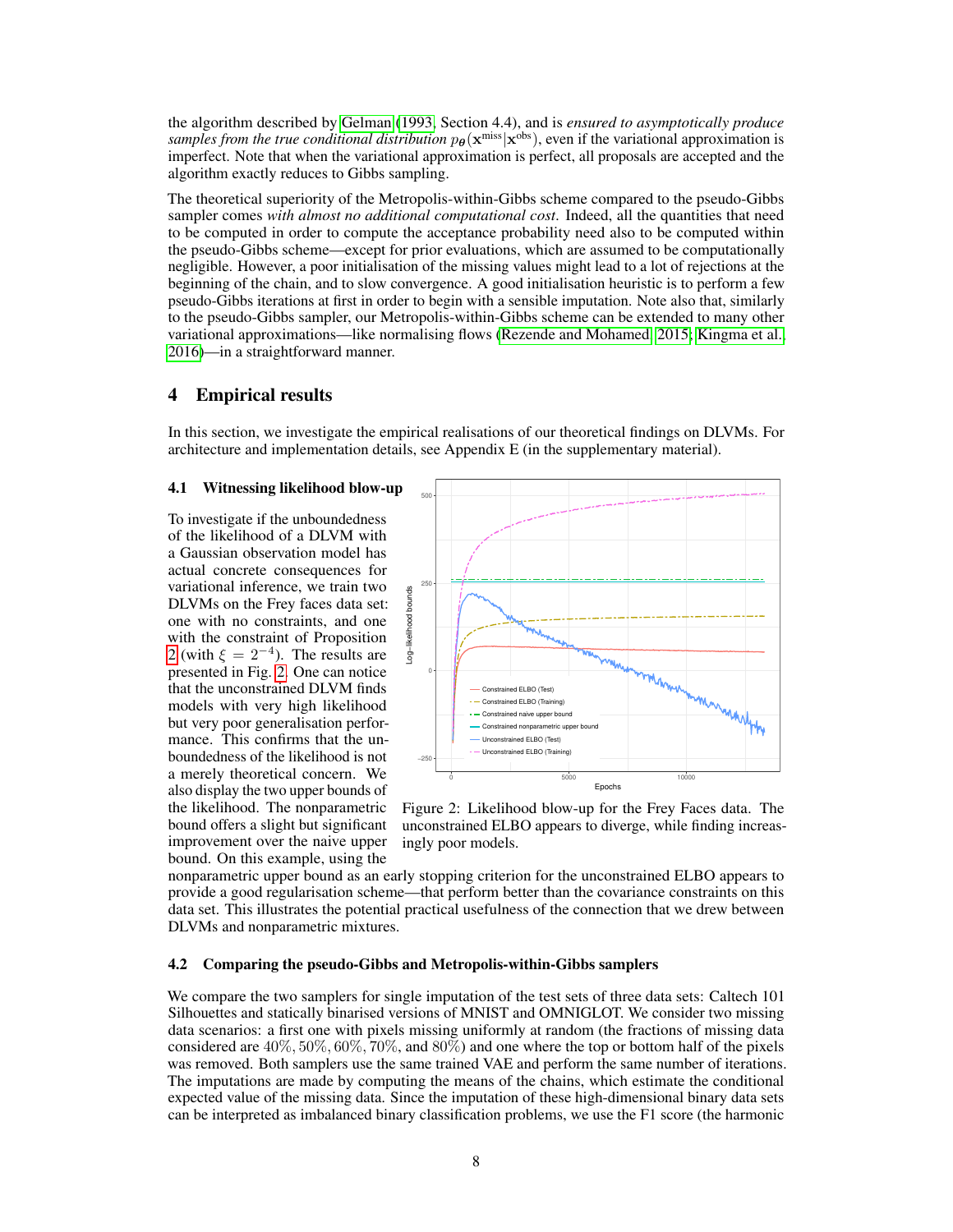the algorithm described by Gelman (1993, Section 4.4), and is *ensured to asymptotically produce samples from the true conditional distribution* $p_{\boldsymbol{\theta}}(\mathbf{x}^{\text{miss}}|\mathbf{x}^{\text{obs}})$, even if the variational approximation is imperfect. Note that when the variational approximation is perfect, all proposals are accepted and the algorithm exactly reduces to Gibbs sampling.

The theoretical superiority of the Metropolis-within-Gibbs scheme compared to the pseudo-Gibbs sampler comes *with almost no additional computational cost*. Indeed, all the quantities that need to be computed in order to compute the acceptance probability need also to be computed within the pseudo-Gibbs scheme—except for prior evaluations, which are assumed to be computationally negligible. However, a poor initialisation of the missing values might lead to a lot of rejections at the beginning of the chain, and to slow convergence. A good initialisation heuristic is to perform a few pseudo-Gibbs iterations at first in order to begin with a sensible imputation. Note also that, similarly to the pseudo-Gibbs sampler, our Metropolis-within-Gibbs scheme can be extended to many other variational approximations—like normalising flows (Rezende and Mohamed, 2015; Kingma et al., 2016)—in a straightforward manner.

# 4 Empirical results

In this section, we investigate the empirical realisations of our theoretical findings on DLVMs. For architecture and implementation details, see Appendix E (in the supplementary material).

## 4.1 Witnessing likelihood blow-up

To investigate if the unboundedness of the likelihood of a DLVM with a Gaussian observation model has actual concrete consequences for variational inference, we train two DLVMs on the Frey faces data set: one with no constraints, and one with the constraint of Proposition 2 (with $\xi = 2^{-4}$). The results are presented in Fig. 2. One can notice that the unconstrained DLVM finds models with very high likelihood but very poor generalisation performance. This confirms that the unboundedness of the likelihood is not a merely theoretical concern. We also display the two upper bounds of the likelihood. The nonparametric bound offers a slight but significant improvement over the naive upper bound. On this example, using the nonparametric upper bound as an early stopping criterion for the unconstrained ELBO appears to provide a good regularisation scheme—that perform better than the covariance constraints on this data set. This illustrates the potential practical usefulness of the connection that we drew between DLVMs and nonparametric mixtures.

Figure 2: Likelihood blow-up for the Frey Faces data. The unconstrained ELBO appears to diverge, while finding increasingly poor models.

## 4.2 Comparing the pseudo-Gibbs and Metropolis-within-Gibbs samplers

We compare the two samplers for single imputation of the test sets of three data sets: Caltech 101 Silhouettes and statically binarised versions of MNIST and OMNIGLOT. We consider two missing data scenarios: a first one with pixels missing uniformly at random (the fractions of missing data considered are $40\%$, $50\%$, $60\%$, $70\%$, and $80\%$) and one where the top or bottom half of the pixels was removed. Both samplers use the same trained VAE and perform the same number of iterations. The imputations are made by computing the means of the chains, which estimate the conditional expected value of the missing data. Since the imputation of these high-dimensional binary data sets can be interpreted as imbalanced binary classification problems, we use the F1 score (the harmonic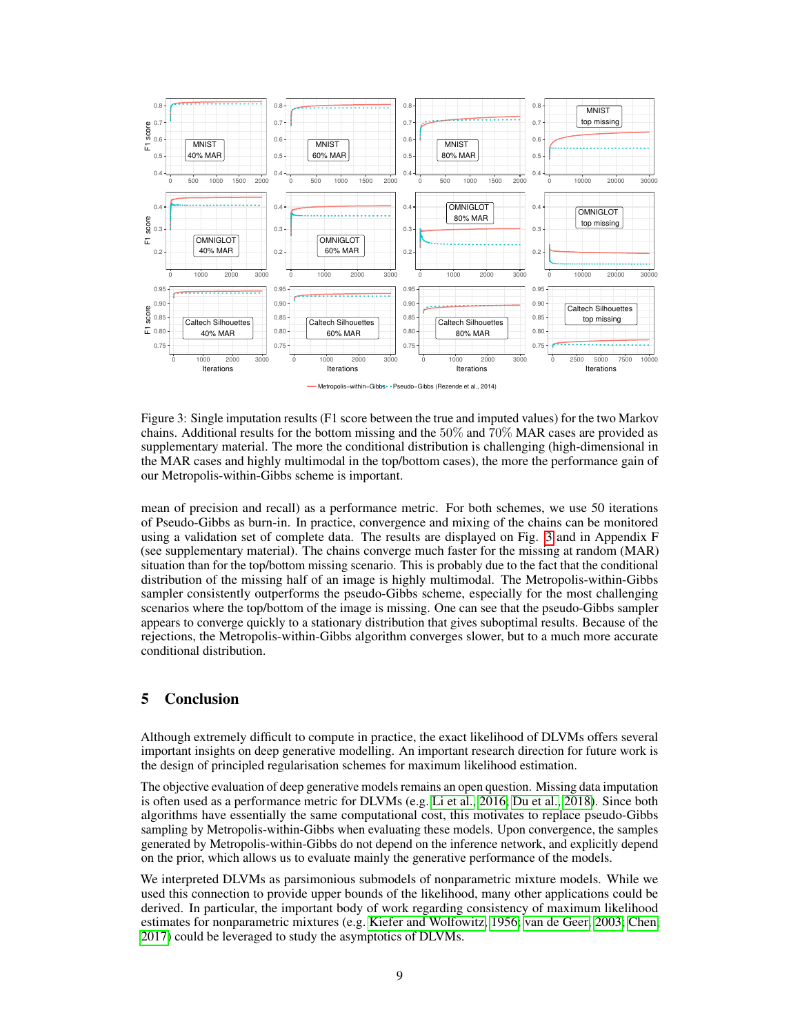Figure 3: Single imputation results (F1 score between the true and imputed values) for the two Markov chains. Additional results for the bottom missing and the 50% and 70% MAR cases are provided as supplementary material. The more the conditional distribution is challenging (high-dimensional in the MAR cases and highly multimodal in the top/bottom cases), the more the performance gain of our Metropolis-within-Gibbs scheme is important.

mean of precision and recall) as a performance metric. For both schemes, we use 50 iterations of Pseudo-Gibbs as burn-in. In practice, convergence and mixing of the chains can be monitored using a validation set of complete data. The results are displayed on Fig. 3 and in Appendix F (see supplementary material). The chains converge much faster for the missing at random (MAR) situation than for the top/bottom missing scenario. This is probably due to the fact that the conditional distribution of the missing half of an image is highly multimodal. The Metropolis-within-Gibbs sampler consistently outperforms the pseudo-Gibbs scheme, especially for the most challenging scenarios where the top/bottom of the image is missing. One can see that the pseudo-Gibbs sampler appears to converge quickly to a stationary distribution that gives suboptimal results. Because of the rejections, the Metropolis-within-Gibbs algorithm converges slower, but to a much more accurate conditional distribution.

## 5 Conclusion

Although extremely difficult to compute in practice, the exact likelihood of DLVMs offers several important insights on deep generative modelling. An important research direction for future work is the design of principled regularisation schemes for maximum likelihood estimation.

The objective evaluation of deep generative models remains an open question. Missing data imputation is often used as a performance metric for DLVMs (e.g. Li et al., 2016; Du et al., 2018). Since both algorithms have essentially the same computational cost, this motivates to replace pseudo-Gibbs sampling by Metropolis-within-Gibbs when evaluating these models. Upon convergence, the samples generated by Metropolis-within-Gibbs do not depend on the inference network, and explicitly depend on the prior, which allows us to evaluate mainly the generative performance of the models.

We interpreted DLVMs as parsimonious submodels of nonparametric mixture models. While we used this connection to provide upper bounds of the likelihood, many other applications could be derived. In particular, the important body of work regarding consistency of maximum likelihood estimates for nonparametric mixtures (e.g. Kiefer and Wolfowitz, 1956; van de Geer, 2003; Chen, 2017) could be leveraged to study the asymptotics of DLVMs.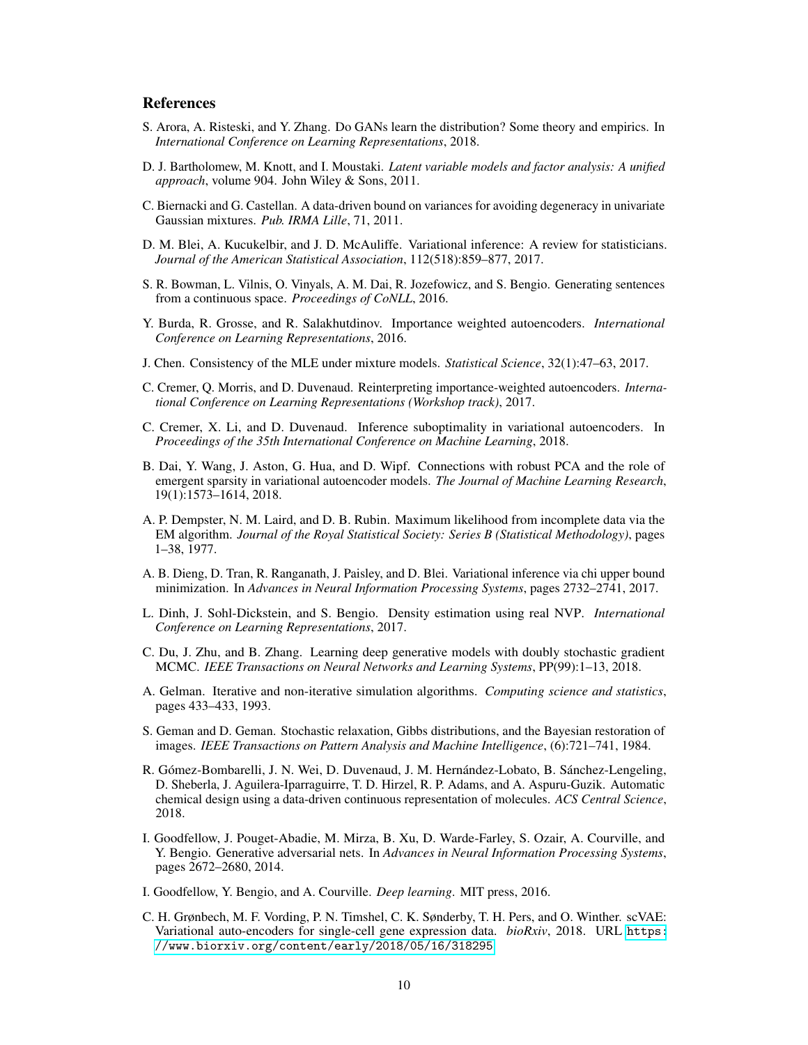## References

S. Arora, A. Risteski, and Y. Zhang. Do GANs learn the distribution? Some theory and empirics. In *International Conference on Learning Representations*, 2018.

D. J. Bartholomew, M. Knott, and I. Moustaki. *Latent variable models and factor analysis: A unified approach*, volume 904. John Wiley & Sons, 2011.

C. Biernacki and G. Castellan. A data-driven bound on variances for avoiding degeneracy in univariate Gaussian mixtures. *Pub. IRMA Lille*, 71, 2011.

D. M. Blei, A. Kucukelbir, and J. D. McAuliffe. Variational inference: A review for statisticians. *Journal of the American Statistical Association*, 112(518):859–877, 2017.

S. R. Bowman, L. Vilnis, O. Vinyals, A. M. Dai, R. Jozefowicz, and S. Bengio. Generating sentences from a continuous space. *Proceedings of CoNLL*, 2016.

Y. Burda, R. Grosse, and R. Salakhutdinov. Importance weighted autoencoders. *International Conference on Learning Representations*, 2016.

J. Chen. Consistency of the MLE under mixture models. *Statistical Science*, 32(1):47–63, 2017.

C. Cremer, Q. Morris, and D. Duvenaud. Reinterpreting importance-weighted autoencoders. *International Conference on Learning Representations (Workshop track)*, 2017.

C. Cremer, X. Li, and D. Duvenaud. Inference suboptimality in variational autoencoders. In *Proceedings of the 35th International Conference on Machine Learning*, 2018.

B. Dai, Y. Wang, J. Aston, G. Hua, and D. Wipf. Connections with robust PCA and the role of emergent sparsity in variational autoencoder models. *The Journal of Machine Learning Research*, 19(1):1573–1614, 2018.

A. P. Dempster, N. M. Laird, and D. B. Rubin. Maximum likelihood from incomplete data via the EM algorithm. *Journal of the Royal Statistical Society: Series B (Statistical Methodology)*, pages 1–38, 1977.

A. B. Dieng, D. Tran, R. Ranganath, J. Paisley, and D. Blei. Variational inference via chi upper bound minimization. In *Advances in Neural Information Processing Systems*, pages 2732–2741, 2017.

L. Dinh, J. Sohl-Dickstein, and S. Bengio. Density estimation using real NVP. *International Conference on Learning Representations*, 2017.

C. Du, J. Zhu, and B. Zhang. Learning deep generative models with doubly stochastic gradient MCMC. *IEEE Transactions on Neural Networks and Learning Systems*, PP(99):1–13, 2018.

A. Gelman. Iterative and non-iterative simulation algorithms. *Computing science and statistics*, pages 433–433, 1993.

S. Geman and D. Geman. Stochastic relaxation, Gibbs distributions, and the Bayesian restoration of images. *IEEE Transactions on Pattern Analysis and Machine Intelligence*, (6):721–741, 1984.

R. Gómez-Bombarelli, J. N. Wei, D. Duvenaud, J. M. Hernández-Lobato, B. Sánchez-Lengeling, D. Sheberla, J. Aguilera-Iparraguirre, T. D. Hirzel, R. P. Adams, and A. Aspuru-Guzik. Automatic chemical design using a data-driven continuous representation of molecules. *ACS Central Science*, 2018.

I. Goodfellow, J. Pouget-Abadie, M. Mirza, B. Xu, D. Warde-Farley, S. Ozair, A. Courville, and Y. Bengio. Generative adversarial nets. In *Advances in Neural Information Processing Systems*, pages 2672–2680, 2014.

I. Goodfellow, Y. Bengio, and A. Courville. *Deep learning*. MIT press, 2016.

C. H. Grønbech, M. F. Vording, P. N. Timshel, C. K. Sønderby, T. H. Pers, and O. Winther. scVAE: Variational auto-encoders for single-cell gene expression data. *bioRxiv*, 2018. URL https://www.biorxiv.org/content/early/2018/05/16/318295.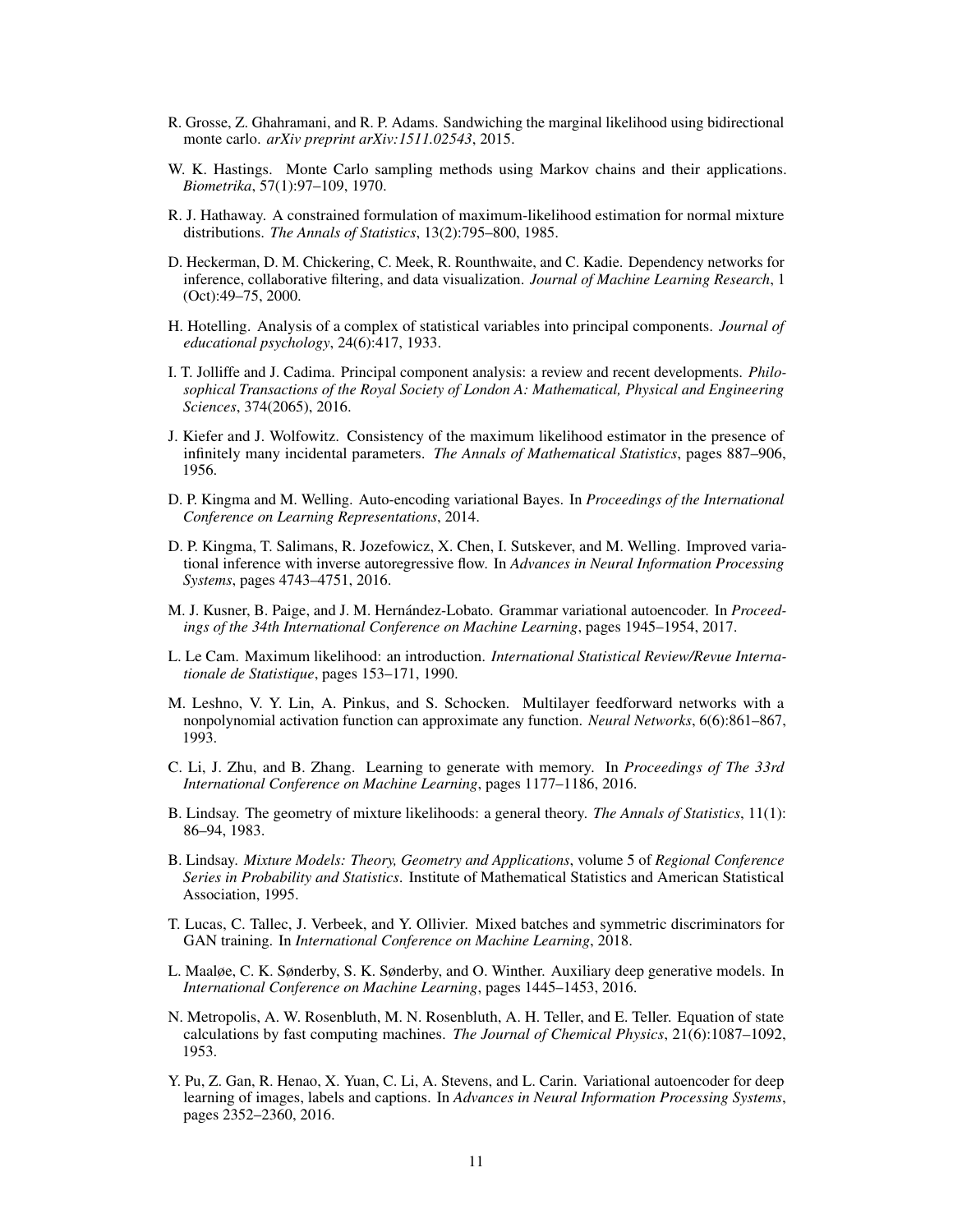R. Grosse, Z. Ghahramani, and R. P. Adams. Sandwiching the marginal likelihood using bidirectional monte carlo. *arXiv preprint arXiv:1511.02543*, 2015.

W. K. Hastings. Monte Carlo sampling methods using Markov chains and their applications. *Biometrika*, 57(1):97–109, 1970.

R. J. Hathaway. A constrained formulation of maximum-likelihood estimation for normal mixture distributions. *The Annals of Statistics*, 13(2):795–800, 1985.

D. Heckerman, D. M. Chickering, C. Meek, R. Rounthwaite, and C. Kadie. Dependency networks for inference, collaborative filtering, and data visualization. *Journal of Machine Learning Research*, 1 (Oct):49–75, 2000.

H. Hotelling. Analysis of a complex of statistical variables into principal components. *Journal of educational psychology*, 24(6):417, 1933.

I. T. Jolliffe and J. Cadima. Principal component analysis: a review and recent developments. *Philosophical Transactions of the Royal Society of London A: Mathematical, Physical and Engineering Sciences*, 374(2065), 2016.

J. Kiefer and J. Wolfowitz. Consistency of the maximum likelihood estimator in the presence of infinitely many incidental parameters. *The Annals of Mathematical Statistics*, pages 887–906, 1956.

D. P. Kingma and M. Welling. Auto-encoding variational Bayes. In *Proceedings of the International Conference on Learning Representations*, 2014.

D. P. Kingma, T. Salimans, R. Jozefowicz, X. Chen, I. Sutskever, and M. Welling. Improved variational inference with inverse autoregressive flow. In *Advances in Neural Information Processing Systems*, pages 4743–4751, 2016.

M. J. Kusner, B. Paige, and J. M. Hernández-Lobato. Grammar variational autoencoder. In *Proceedings of the 34th International Conference on Machine Learning*, pages 1945–1954, 2017.

L. Le Cam. Maximum likelihood: an introduction. *International Statistical Review/Revue Internationale de Statistique*, pages 153–171, 1990.

M. Leshno, V. Y. Lin, A. Pinkus, and S. Schocken. Multilayer feedforward networks with a nonpolynomial activation function can approximate any function. *Neural Networks*, 6(6):861–867, 1993.

C. Li, J. Zhu, and B. Zhang. Learning to generate with memory. In *Proceedings of The 33rd International Conference on Machine Learning*, pages 1177–1186, 2016.

B. Lindsay. The geometry of mixture likelihoods: a general theory. *The Annals of Statistics*, 11(1): 86–94, 1983.

B. Lindsay. *Mixture Models: Theory, Geometry and Applications*, volume 5 of *Regional Conference Series in Probability and Statistics*. Institute of Mathematical Statistics and American Statistical Association, 1995.

T. Lucas, C. Tallec, J. Verbeek, and Y. Ollivier. Mixed batches and symmetric discriminators for GAN training. In *International Conference on Machine Learning*, 2018.

L. Maaløe, C. K. Sønderby, S. K. Sønderby, and O. Winther. Auxiliary deep generative models. In *International Conference on Machine Learning*, pages 1445–1453, 2016.

N. Metropolis, A. W. Rosenbluth, M. N. Rosenbluth, A. H. Teller, and E. Teller. Equation of state calculations by fast computing machines. *The Journal of Chemical Physics*, 21(6):1087–1092, 1953.

Y. Pu, Z. Gan, R. Henao, X. Yuan, C. Li, A. Stevens, and L. Carin. Variational autoencoder for deep learning of images, labels and captions. In *Advances in Neural Information Processing Systems*, pages 2352–2360, 2016.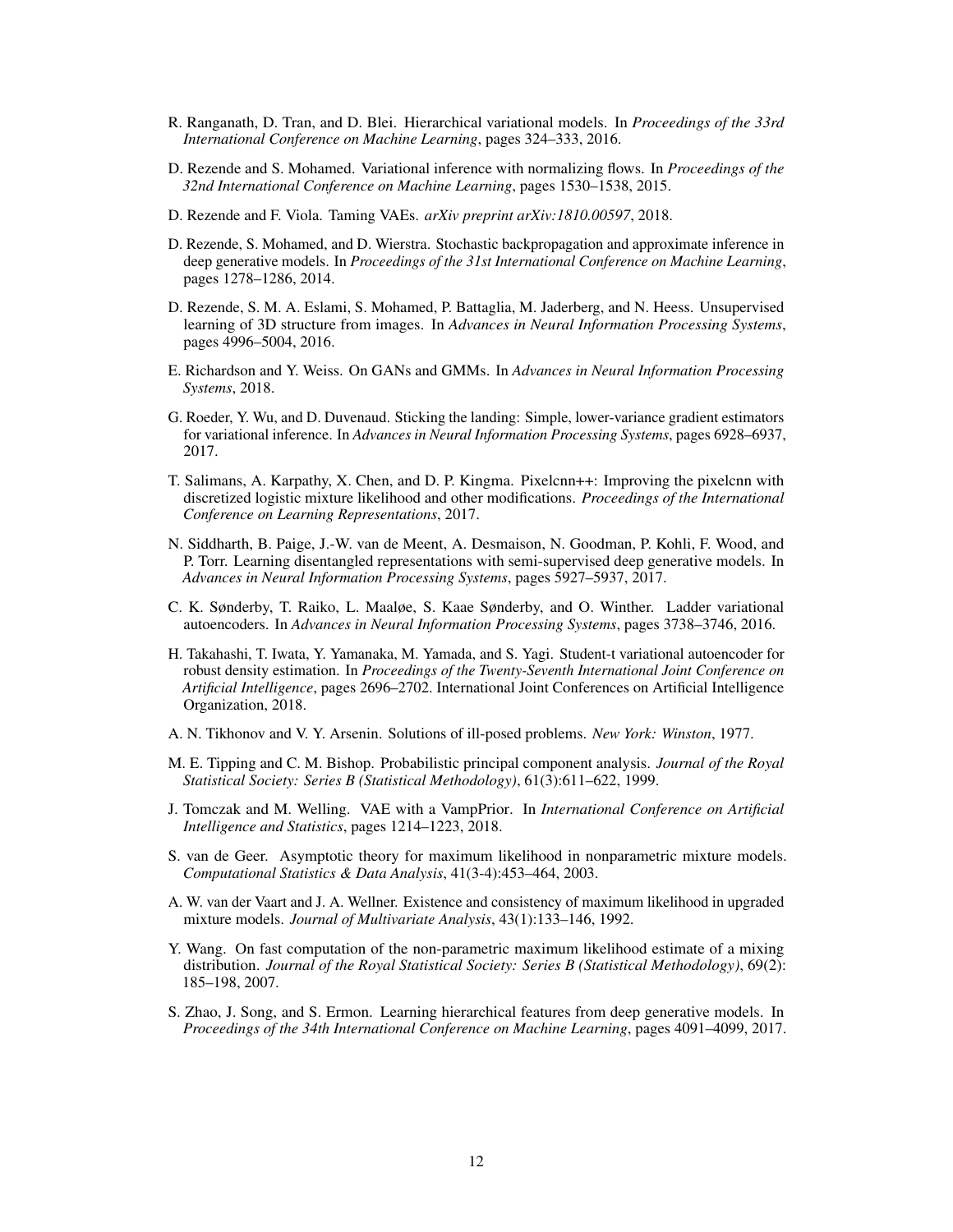R. Ranganath, D. Tran, and D. Blei. Hierarchical variational models. In *Proceedings of the 33rd International Conference on Machine Learning*, pages 324–333, 2016.

D. Rezende and S. Mohamed. Variational inference with normalizing flows. In *Proceedings of the 32nd International Conference on Machine Learning*, pages 1530–1538, 2015.

D. Rezende and F. Viola. Taming VAEs. *arXiv preprint arXiv:1810.00597*, 2018.

D. Rezende, S. Mohamed, and D. Wierstra. Stochastic backpropagation and approximate inference in deep generative models. In *Proceedings of the 31st International Conference on Machine Learning*, pages 1278–1286, 2014.

D. Rezende, S. M. A. Eslami, S. Mohamed, P. Battaglia, M. Jaderberg, and N. Heess. Unsupervised learning of 3D structure from images. In *Advances in Neural Information Processing Systems*, pages 4996–5004, 2016.

E. Richardson and Y. Weiss. On GANs and GMMs. In *Advances in Neural Information Processing Systems*, 2018.

G. Roeder, Y. Wu, and D. Duvenaud. Sticking the landing: Simple, lower-variance gradient estimators for variational inference. In *Advances in Neural Information Processing Systems*, pages 6928–6937, 2017.

T. Salimans, A. Karpathy, X. Chen, and D. P. Kingma. Pixelcnn++: Improving the pixelcnn with discretized logistic mixture likelihood and other modifications. *Proceedings of the International Conference on Learning Representations*, 2017.

N. Siddharth, B. Paige, J.-W. van de Meent, A. Desmaison, N. Goodman, P. Kohli, F. Wood, and P. Torr. Learning disentangled representations with semi-supervised deep generative models. In *Advances in Neural Information Processing Systems*, pages 5927–5937, 2017.

C. K. Sønderby, T. Raiko, L. Maaløe, S. Kaae Sønderby, and O. Winther. Ladder variational autoencoders. In *Advances in Neural Information Processing Systems*, pages 3738–3746, 2016.

H. Takahashi, T. Iwata, Y. Yamanaka, M. Yamada, and S. Yagi. Student-t variational autoencoder for robust density estimation. In *Proceedings of the Twenty-Seventh International Joint Conference on Artificial Intelligence*, pages 2696–2702. International Joint Conferences on Artificial Intelligence Organization, 2018.

A. N. Tikhonov and V. Y. Arsenin. Solutions of ill-posed problems. *New York: Winston*, 1977.

M. E. Tipping and C. M. Bishop. Probabilistic principal component analysis. *Journal of the Royal Statistical Society: Series B (Statistical Methodology)*, 61(3):611–622, 1999.

J. Tomczak and M. Welling. VAE with a VampPrior. In *International Conference on Artificial Intelligence and Statistics*, pages 1214–1223, 2018.

S. van de Geer. Asymptotic theory for maximum likelihood in nonparametric mixture models. *Computational Statistics & Data Analysis*, 41(3-4):453–464, 2003.

A. W. van der Vaart and J. A. Wellner. Existence and consistency of maximum likelihood in upgraded mixture models. *Journal of Multivariate Analysis*, 43(1):133–146, 1992.

Y. Wang. On fast computation of the non-parametric maximum likelihood estimate of a mixing distribution. *Journal of the Royal Statistical Society: Series B (Statistical Methodology)*, 69(2): 185–198, 2007.

S. Zhao, J. Song, and S. Ermon. Learning hierarchical features from deep generative models. In *Proceedings of the 34th International Conference on Machine Learning*, pages 4091–4099, 2017.